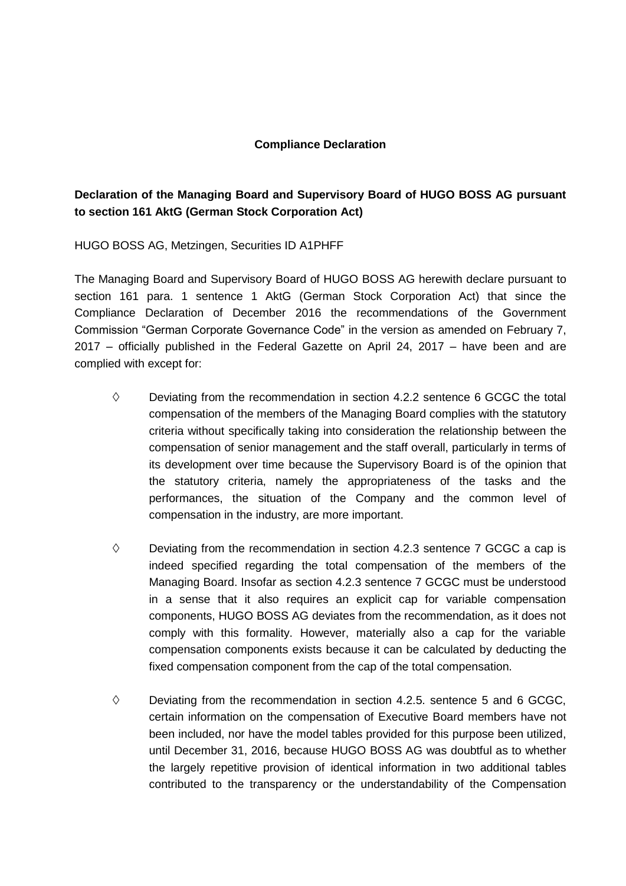**Compliance Declaration**

**Declaration of the Managing Board and Supervisory Board of HUGO BOSS AG pursuant to section 161 AktG (German Stock Corporation Act)**

HUGO BOSS AG, Metzingen, Securities ID A1PHFF

The Managing Board and Supervisory Board of HUGO BOSS AG herewith declare pursuant to section 161 para. 1 sentence 1 AktG (German Stock Corporation Act) that since the Compliance Declaration of December 2016 the recommendations of the Government Commission "German Corporate Governance Code" in the version as amended on February 7, 2017 – officially published in the Federal Gazette on April 24, 2017 – have been and are complied with except for:

- Deviating from the recommendation in section 4.2.2 sentence 6 GCGC the total compensation of the members of the Managing Board complies with the statutory criteria without specifically taking into consideration the relationship between the compensation of senior management and the staff overall, particularly in terms of its development over time because the Supervisory Board is of the opinion that the statutory criteria, namely the appropriateness of the tasks and the performances, the situation of the Company and the common level of compensation in the industry, are more important.

- Deviating from the recommendation in section 4.2.3 sentence 7 GCGC a cap is indeed specified regarding the total compensation of the members of the Managing Board. Insofar as section 4.2.3 sentence 7 GCGC must be understood in a sense that it also requires an explicit cap for variable compensation components, HUGO BOSS AG deviates from the recommendation, as it does not comply with this formality. However, materially also a cap for the variable compensation components exists because it can be calculated by deducting the fixed compensation component from the cap of the total compensation.

- Deviating from the recommendation in section 4.2.5. sentence 5 and 6 GCGC, certain information on the compensation of Executive Board members have not been included, nor have the model tables provided for this purpose been utilized, until December 31, 2016, because HUGO BOSS AG was doubtful as to whether the largely repetitive provision of identical information in two additional tables contributed to the transparency or the understandability of the Compensation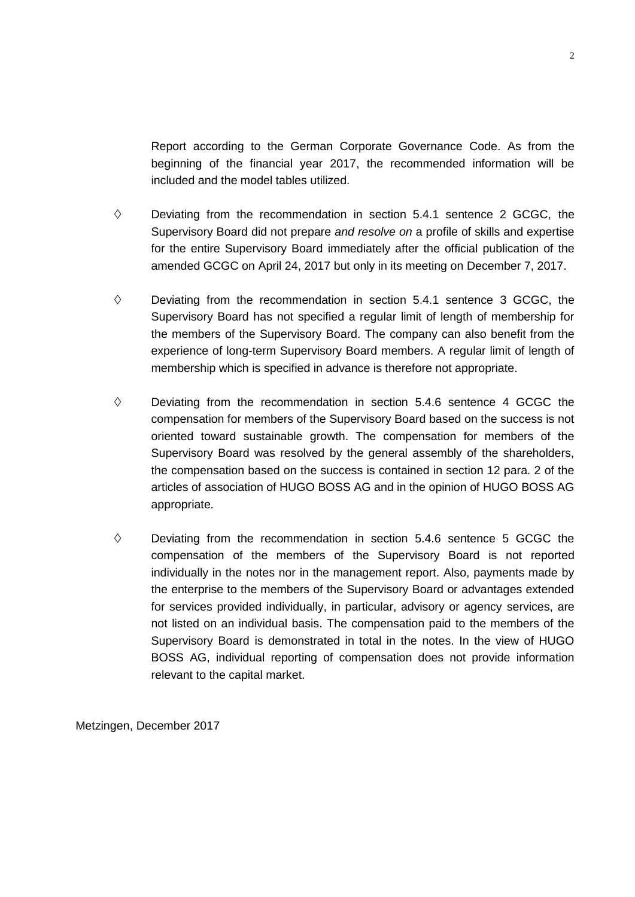Report according to the German Corporate Governance Code. As from the beginning of the financial year 2017, the recommended information will be included and the model tables utilized.

- Deviating from the recommendation in section 5.4.1 sentence 2 GCGC, the Supervisory Board did not prepare *and resolve on* a profile of skills and expertise for the entire Supervisory Board immediately after the official publication of the amended GCGC on April 24, 2017 but only in its meeting on December 7, 2017.

- Deviating from the recommendation in section 5.4.1 sentence 3 GCGC, the Supervisory Board has not specified a regular limit of length of membership for the members of the Supervisory Board. The company can also benefit from the experience of long-term Supervisory Board members. A regular limit of length of membership which is specified in advance is therefore not appropriate.

- Deviating from the recommendation in section 5.4.6 sentence 4 GCGC the compensation for members of the Supervisory Board based on the success is not oriented toward sustainable growth. The compensation for members of the Supervisory Board was resolved by the general assembly of the shareholders, the compensation based on the success is contained in section 12 para. 2 of the articles of association of HUGO BOSS AG and in the opinion of HUGO BOSS AG appropriate.

- Deviating from the recommendation in section 5.4.6 sentence 5 GCGC the compensation of the members of the Supervisory Board is not reported individually in the notes nor in the management report. Also, payments made by the enterprise to the members of the Supervisory Board or advantages extended for services provided individually, in particular, advisory or agency services, are not listed on an individual basis. The compensation paid to the members of the Supervisory Board is demonstrated in total in the notes. In the view of HUGO BOSS AG, individual reporting of compensation does not provide information relevant to the capital market.

Metzingen, December 2017